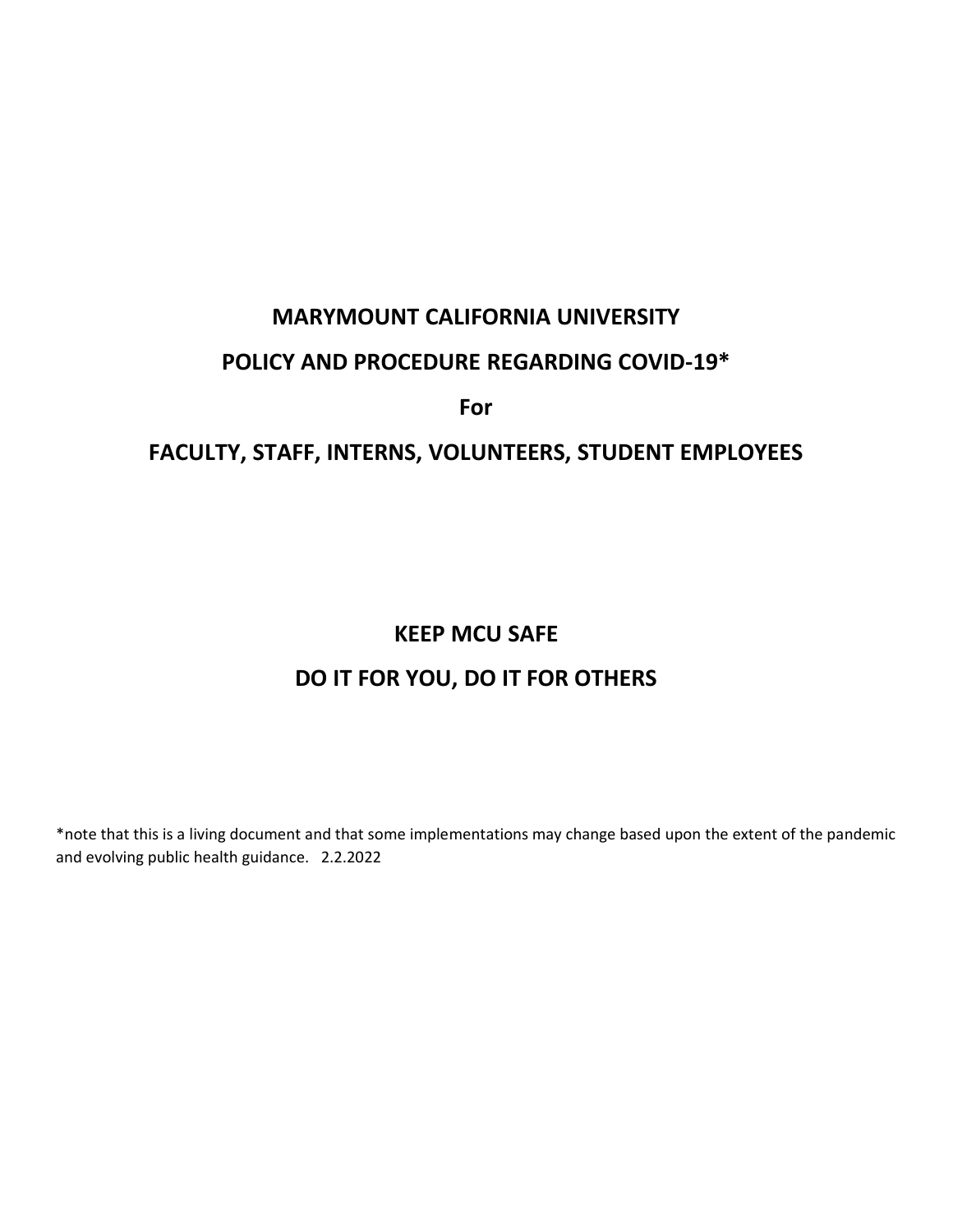# MARYMOUNT CALIFORNIA UNIVERSITY

# POLICY AND PROCEDURE REGARDING COVID-19*

**For**

## FACULTY, STAFF, INTERNS, VOLUNTEERS, STUDENT EMPLOYEES

## KEEP MCU SAFE

## DO IT FOR YOU, DO IT FOR OTHERS

*note that this is a living document and that some implementations may change based upon the extent of the pandemic and evolving public health guidance. 2.2.2022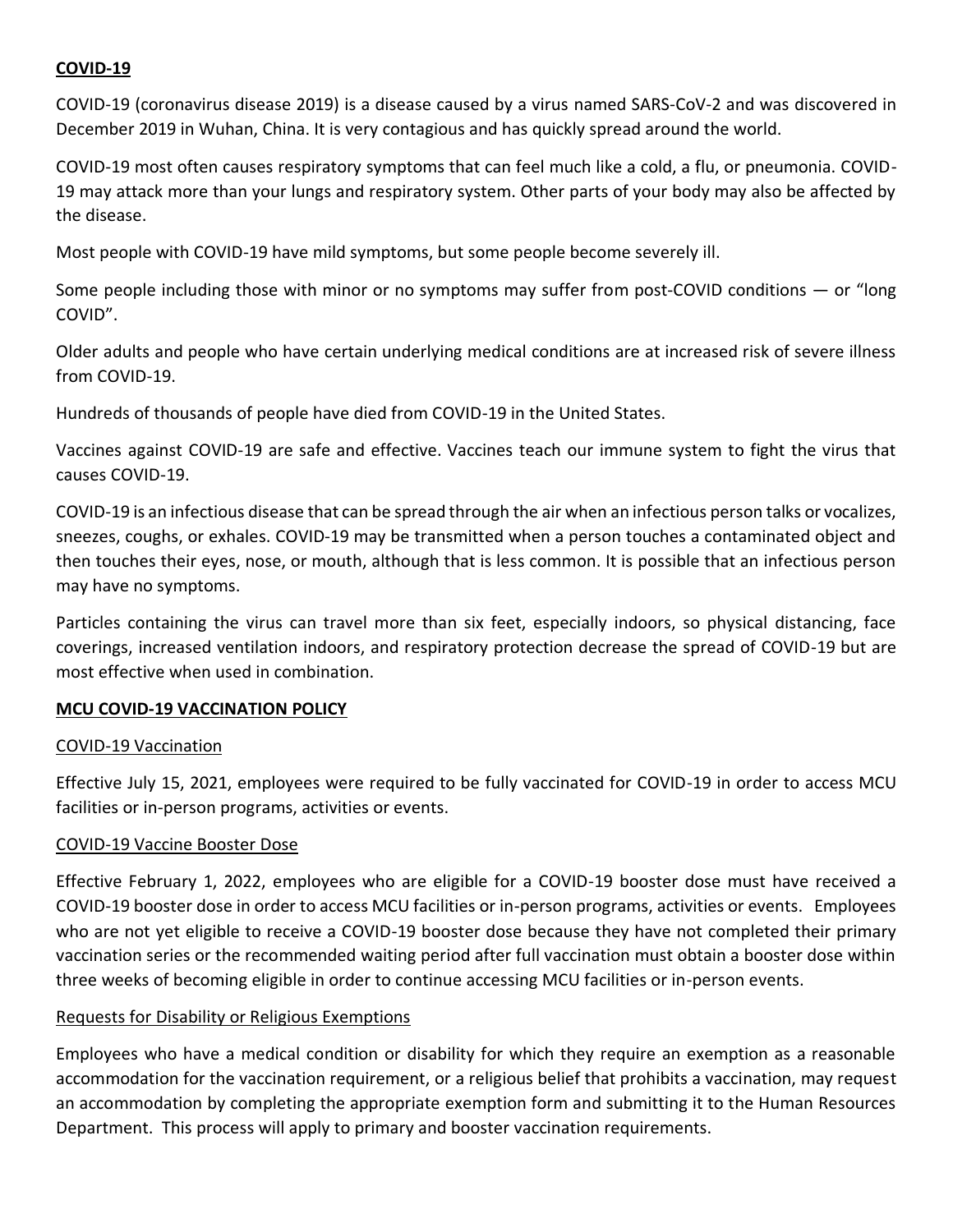## COVID-19

COVID-19 (coronavirus disease 2019) is a disease caused by a virus named SARS-CoV-2 and was discovered in December 2019 in Wuhan, China. It is very contagious and has quickly spread around the world.

COVID-19 most often causes respiratory symptoms that can feel much like a cold, a flu, or pneumonia. COVID-19 may attack more than your lungs and respiratory system. Other parts of your body may also be affected by the disease.

Most people with COVID-19 have mild symptoms, but some people become severely ill.

Some people including those with minor or no symptoms may suffer from post-COVID conditions — or "long COVID".

Older adults and people who have certain underlying medical conditions are at increased risk of severe illness from COVID-19.

Hundreds of thousands of people have died from COVID-19 in the United States.

Vaccines against COVID-19 are safe and effective. Vaccines teach our immune system to fight the virus that causes COVID-19.

COVID-19 is an infectious disease that can be spread through the air when an infectious person talks or vocalizes, sneezes, coughs, or exhales. COVID-19 may be transmitted when a person touches a contaminated object and then touches their eyes, nose, or mouth, although that is less common. It is possible that an infectious person may have no symptoms.

Particles containing the virus can travel more than six feet, especially indoors, so physical distancing, face coverings, increased ventilation indoors, and respiratory protection decrease the spread of COVID-19 but are most effective when used in combination.

## MCU COVID-19 VACCINATION POLICY

### COVID-19 Vaccination

Effective July 15, 2021, employees were required to be fully vaccinated for COVID-19 in order to access MCU facilities or in-person programs, activities or events.

### COVID-19 Vaccine Booster Dose

Effective February 1, 2022, employees who are eligible for a COVID-19 booster dose must have received a COVID-19 booster dose in order to access MCU facilities or in-person programs, activities or events. Employees who are not yet eligible to receive a COVID-19 booster dose because they have not completed their primary vaccination series or the recommended waiting period after full vaccination must obtain a booster dose within three weeks of becoming eligible in order to continue accessing MCU facilities or in-person events.

### Requests for Disability or Religious Exemptions

Employees who have a medical condition or disability for which they require an exemption as a reasonable accommodation for the vaccination requirement, or a religious belief that prohibits a vaccination, may request an accommodation by completing the appropriate exemption form and submitting it to the Human Resources Department. This process will apply to primary and booster vaccination requirements.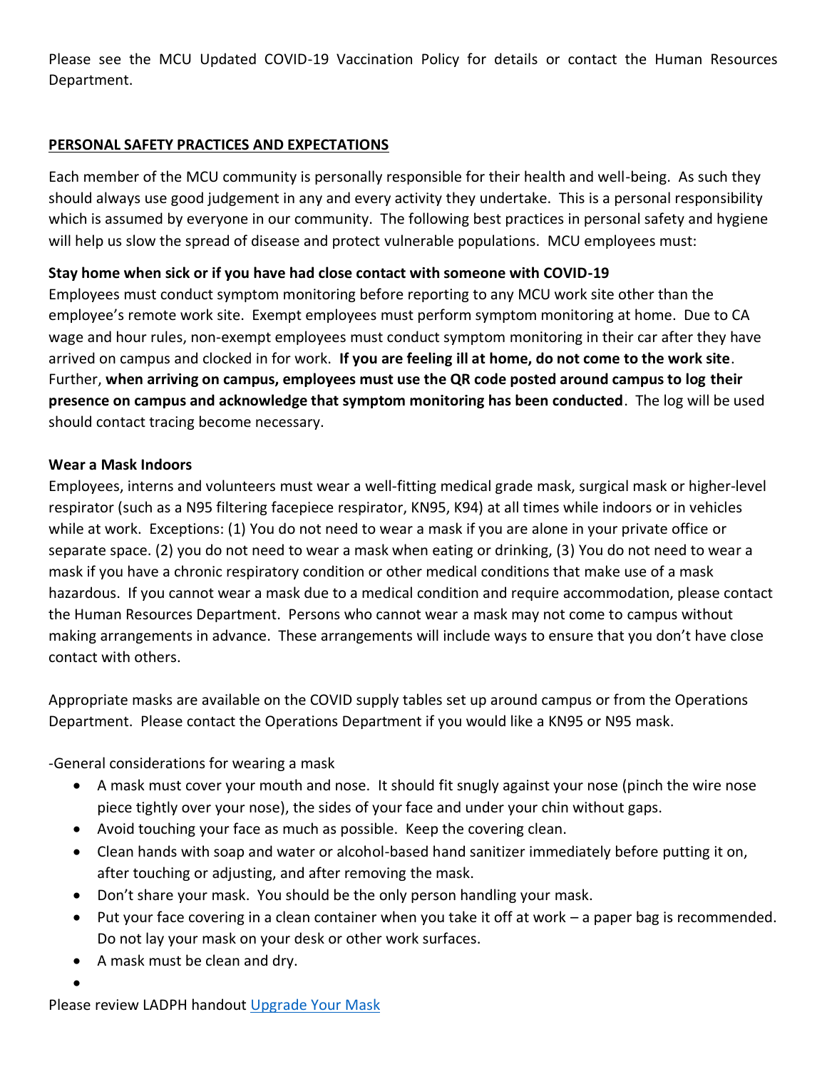Please see the MCU Updated COVID-19 Vaccination Policy for details or contact the Human Resources Department.

## PERSONAL SAFETY PRACTICES AND EXPECTATIONS

Each member of the MCU community is personally responsible for their health and well-being. As such they should always use good judgement in any and every activity they undertake. This is a personal responsibility which is assumed by everyone in our community. The following best practices in personal safety and hygiene will help us slow the spread of disease and protect vulnerable populations. MCU employees must:

**Stay home when sick or if you have had close contact with someone with COVID-19**

Employees must conduct symptom monitoring before reporting to any MCU work site other than the employee's remote work site. Exempt employees must perform symptom monitoring at home. Due to CA wage and hour rules, non-exempt employees must conduct symptom monitoring in their car after they have arrived on campus and clocked in for work. **If you are feeling ill at home, do not come to the work site**. Further, **when arriving on campus, employees must use the QR code posted around campus to log their presence on campus and acknowledge that symptom monitoring has been conducted**. The log will be used should contact tracing become necessary.

**Wear a Mask Indoors**

Employees, interns and volunteers must wear a well-fitting medical grade mask, surgical mask or higher-level respirator (such as a N95 filtering facepiece respirator, KN95, K94) at all times while indoors or in vehicles while at work. Exceptions: (1) You do not need to wear a mask if you are alone in your private office or separate space. (2) you do not need to wear a mask when eating or drinking, (3) You do not need to wear a mask if you have a chronic respiratory condition or other medical conditions that make use of a mask hazardous. If you cannot wear a mask due to a medical condition and require accommodation, please contact the Human Resources Department. Persons who cannot wear a mask may not come to campus without making arrangements in advance. These arrangements will include ways to ensure that you don't have close contact with others.

Appropriate masks are available on the COVID supply tables set up around campus or from the Operations Department. Please contact the Operations Department if you would like a KN95 or N95 mask.

-General considerations for wearing a mask

- A mask must cover your mouth and nose. It should fit snugly against your nose (pinch the wire nose piece tightly over your nose), the sides of your face and under your chin without gaps.
- Avoid touching your face as much as possible. Keep the covering clean.
- Clean hands with soap and water or alcohol-based hand sanitizer immediately before putting it on, after touching or adjusting, and after removing the mask.
- Don't share your mask. You should be the only person handling your mask.
- Put your face covering in a clean container when you take it off at work – a paper bag is recommended. Do not lay your mask on your desk or other work surfaces.
- A mask must be clean and dry.

Please review LADPH handout [Upgrade Your Mask]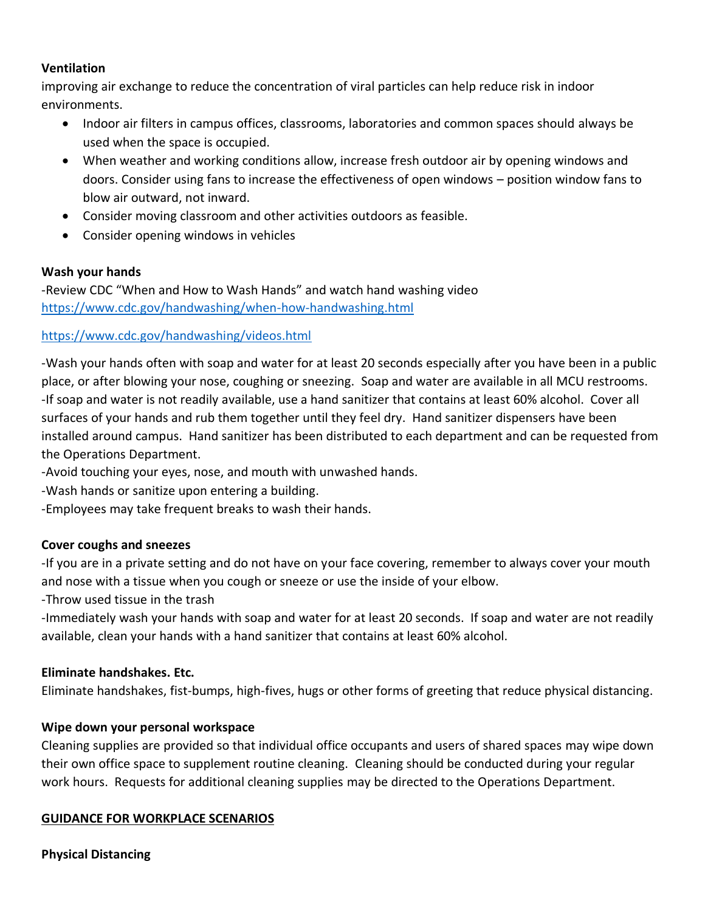**Ventilation**

improving air exchange to reduce the concentration of viral particles can help reduce risk in indoor environments.

- Indoor air filters in campus offices, classrooms, laboratories and common spaces should always be used when the space is occupied.
- When weather and working conditions allow, increase fresh outdoor air by opening windows and doors. Consider using fans to increase the effectiveness of open windows – position window fans to blow air outward, not inward.
- Consider moving classroom and other activities outdoors as feasible.
- Consider opening windows in vehicles

**Wash your hands**

-Review CDC "When and How to Wash Hands" and watch hand washing video
https://www.cdc.gov/handwashing/when-how-handwashing.html

https://www.cdc.gov/handwashing/videos.html

-Wash your hands often with soap and water for at least 20 seconds especially after you have been in a public place, or after blowing your nose, coughing or sneezing. Soap and water are available in all MCU restrooms.
-If soap and water is not readily available, use a hand sanitizer that contains at least 60% alcohol. Cover all surfaces of your hands and rub them together until they feel dry. Hand sanitizer dispensers have been installed around campus. Hand sanitizer has been distributed to each department and can be requested from the Operations Department.
-Avoid touching your eyes, nose, and mouth with unwashed hands.
-Wash hands or sanitize upon entering a building.
-Employees may take frequent breaks to wash their hands.

**Cover coughs and sneezes**

-If you are in a private setting and do not have on your face covering, remember to always cover your mouth and nose with a tissue when you cough or sneeze or use the inside of your elbow.
-Throw used tissue in the trash
-Immediately wash your hands with soap and water for at least 20 seconds. If soap and water are not readily available, clean your hands with a hand sanitizer that contains at least 60% alcohol.

**Eliminate handshakes. Etc.**

Eliminate handshakes, fist-bumps, high-fives, hugs or other forms of greeting that reduce physical distancing.

**Wipe down your personal workspace**

Cleaning supplies are provided so that individual office occupants and users of shared spaces may wipe down their own office space to supplement routine cleaning. Cleaning should be conducted during your regular work hours. Requests for additional cleaning supplies may be directed to the Operations Department.

**GUIDANCE FOR WORKPLACE SCENARIOS**

**Physical Distancing**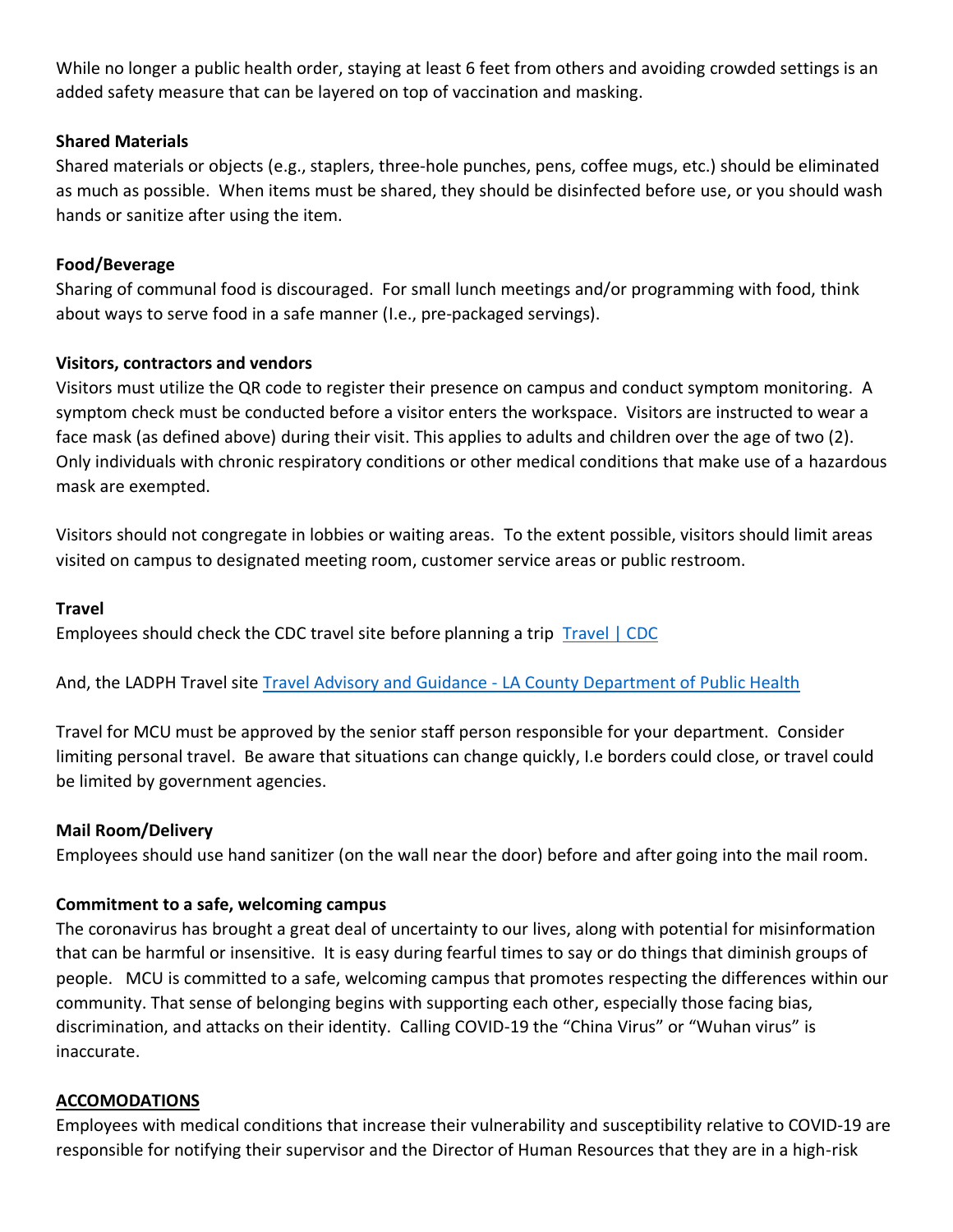While no longer a public health order, staying at least 6 feet from others and avoiding crowded settings is an added safety measure that can be layered on top of vaccination and masking.

**Shared Materials**

Shared materials or objects (e.g., staplers, three-hole punches, pens, coffee mugs, etc.) should be eliminated as much as possible. When items must be shared, they should be disinfected before use, or you should wash hands or sanitize after using the item.

**Food/Beverage**

Sharing of communal food is discouraged. For small lunch meetings and/or programming with food, think about ways to serve food in a safe manner (I.e., pre-packaged servings).

**Visitors, contractors and vendors**

Visitors must utilize the QR code to register their presence on campus and conduct symptom monitoring. A symptom check must be conducted before a visitor enters the workspace. Visitors are instructed to wear a face mask (as defined above) during their visit. This applies to adults and children over the age of two (2). Only individuals with chronic respiratory conditions or other medical conditions that make use of a hazardous mask are exempted.

Visitors should not congregate in lobbies or waiting areas. To the extent possible, visitors should limit areas visited on campus to designated meeting room, customer service areas or public restroom.

**Travel**

Employees should check the CDC travel site before planning a trip [Travel | CDC]

And, the LADPH Travel site [Travel Advisory and Guidance - LA County Department of Public Health]

Travel for MCU must be approved by the senior staff person responsible for your department. Consider limiting personal travel. Be aware that situations can change quickly, I.e borders could close, or travel could be limited by government agencies.

**Mail Room/Delivery**

Employees should use hand sanitizer (on the wall near the door) before and after going into the mail room.

**Commitment to a safe, welcoming campus**

The coronavirus has brought a great deal of uncertainty to our lives, along with potential for misinformation that can be harmful or insensitive. It is easy during fearful times to say or do things that diminish groups of people. MCU is committed to a safe, welcoming campus that promotes respecting the differences within our community. That sense of belonging begins with supporting each other, especially those facing bias, discrimination, and attacks on their identity. Calling COVID-19 the "China Virus" or "Wuhan virus" is inaccurate.

**ACCOMODATIONS**

Employees with medical conditions that increase their vulnerability and susceptibility relative to COVID-19 are responsible for notifying their supervisor and the Director of Human Resources that they are in a high-risk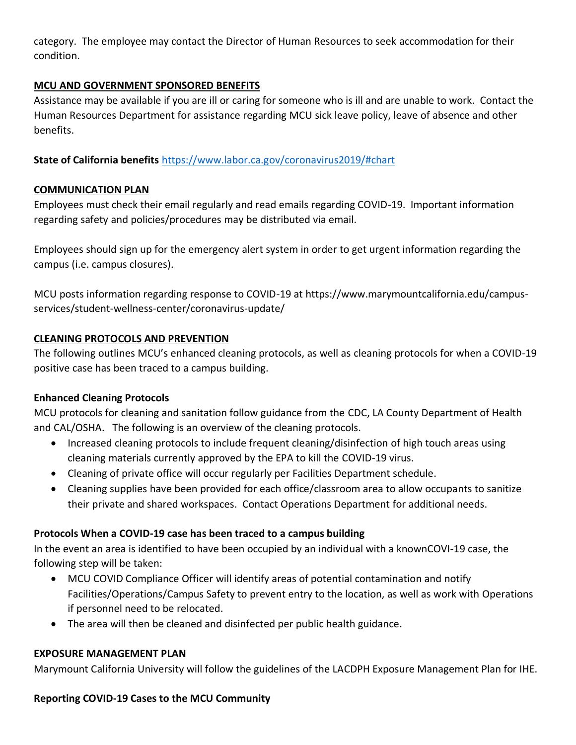category. The employee may contact the Director of Human Resources to seek accommodation for their condition.

**MCU AND GOVERNMENT SPONSORED BENEFITS**

Assistance may be available if you are ill or caring for someone who is ill and are unable to work. Contact the Human Resources Department for assistance regarding MCU sick leave policy, leave of absence and other benefits.

**State of California benefits** https://www.labor.ca.gov/coronavirus2019/#chart

**COMMUNICATION PLAN**

Employees must check their email regularly and read emails regarding COVID-19. Important information regarding safety and policies/procedures may be distributed via email.

Employees should sign up for the emergency alert system in order to get urgent information regarding the campus (i.e. campus closures).

MCU posts information regarding response to COVID-19 at https://www.marymountcalifornia.edu/campus-services/student-wellness-center/coronavirus-update/

**CLEANING PROTOCOLS AND PREVENTION**

The following outlines MCU's enhanced cleaning protocols, as well as cleaning protocols for when a COVID-19 positive case has been traced to a campus building.

**Enhanced Cleaning Protocols**

MCU protocols for cleaning and sanitation follow guidance from the CDC, LA County Department of Health and CAL/OSHA. The following is an overview of the cleaning protocols.

- Increased cleaning protocols to include frequent cleaning/disinfection of high touch areas using cleaning materials currently approved by the EPA to kill the COVID-19 virus.
- Cleaning of private office will occur regularly per Facilities Department schedule.
- Cleaning supplies have been provided for each office/classroom area to allow occupants to sanitize their private and shared workspaces. Contact Operations Department for additional needs.

**Protocols When a COVID-19 case has been traced to a campus building**

In the event an area is identified to have been occupied by an individual with a knownCOVI-19 case, the following step will be taken:

- MCU COVID Compliance Officer will identify areas of potential contamination and notify Facilities/Operations/Campus Safety to prevent entry to the location, as well as work with Operations if personnel need to be relocated.
- The area will then be cleaned and disinfected per public health guidance.

**EXPOSURE MANAGEMENT PLAN**

Marymount California University will follow the guidelines of the LACDPH Exposure Management Plan for IHE.

**Reporting COVID-19 Cases to the MCU Community**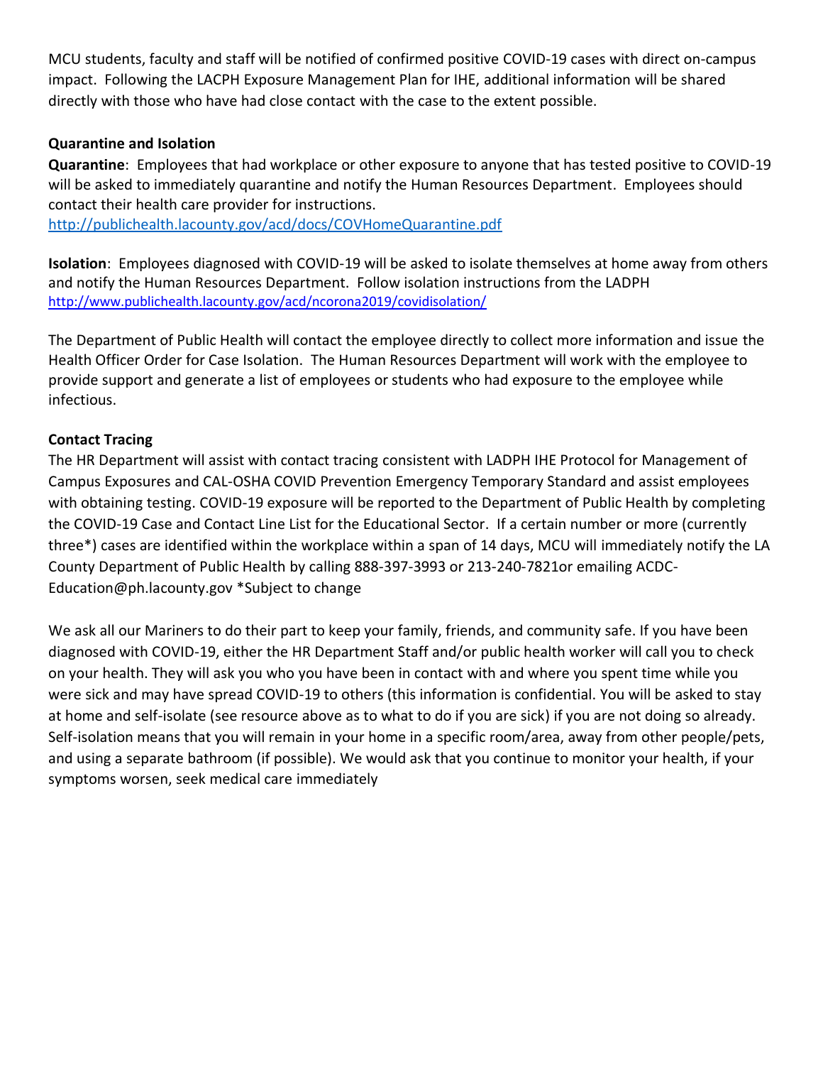MCU students, faculty and staff will be notified of confirmed positive COVID-19 cases with direct on-campus impact. Following the LACPH Exposure Management Plan for IHE, additional information will be shared directly with those who have had close contact with the case to the extent possible.

**Quarantine and Isolation**

**Quarantine**: Employees that had workplace or other exposure to anyone that has tested positive to COVID-19 will be asked to immediately quarantine and notify the Human Resources Department. Employees should contact their health care provider for instructions.
http://publichealth.lacounty.gov/acd/docs/COVHomeQuarantine.pdf

**Isolation**: Employees diagnosed with COVID-19 will be asked to isolate themselves at home away from others and notify the Human Resources Department. Follow isolation instructions from the LADPH
http://www.publichealth.lacounty.gov/acd/ncorona2019/covidisolation/

The Department of Public Health will contact the employee directly to collect more information and issue the Health Officer Order for Case Isolation. The Human Resources Department will work with the employee to provide support and generate a list of employees or students who had exposure to the employee while infectious.

**Contact Tracing**

The HR Department will assist with contact tracing consistent with LADPH IHE Protocol for Management of Campus Exposures and CAL-OSHA COVID Prevention Emergency Temporary Standard and assist employees with obtaining testing. COVID-19 exposure will be reported to the Department of Public Health by completing the COVID-19 Case and Contact Line List for the Educational Sector. If a certain number or more (currently three*) cases are identified within the workplace within a span of 14 days, MCU will immediately notify the LA County Department of Public Health by calling 888-397-3993 or 213-240-7821or emailing ACDC-Education@ph.lacounty.gov *Subject to change

We ask all our Mariners to do their part to keep your family, friends, and community safe. If you have been diagnosed with COVID-19, either the HR Department Staff and/or public health worker will call you to check on your health. They will ask you who you have been in contact with and where you spent time while you were sick and may have spread COVID-19 to others (this information is confidential. You will be asked to stay at home and self-isolate (see resource above as to what to do if you are sick) if you are not doing so already. Self-isolation means that you will remain in your home in a specific room/area, away from other people/pets, and using a separate bathroom (if possible). We would ask that you continue to monitor your health, if your symptoms worsen, seek medical care immediately